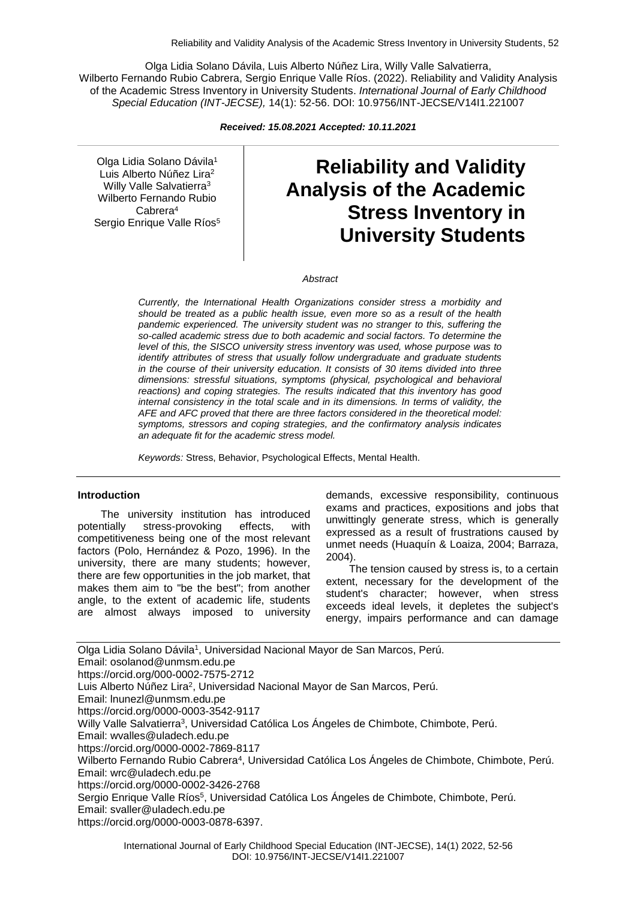Olga Lidia Solano Dávila, Luis Alberto Núñez Lira, Willy Valle Salvatierra, Wilberto Fernando Rubio Cabrera, Sergio Enrique Valle Ríos. (2022). Reliability and Validity Analysis of the Academic Stress Inventory in University Students. *International Journal of Early Childhood Special Education (INT-JECSE),* 14(1): 52-56. DOI: 10.9756/INT-JECSE/V14I1.221007

***Received: 15.08.2021 Accepted: 10.11.2021***

Olga Lidia Solano Dávila[1]
Luis Alberto Núñez Lira[2]
Willy Valle Salvatierra[3]
Wilberto Fernando Rubio Cabrera[4]
Sergio Enrique Valle Ríos[5]

# Reliability and Validity Analysis of the Academic Stress Inventory in University Students

*Abstract*

*Currently, the International Health Organizations consider stress a morbidity and should be treated as a public health issue, even more so as a result of the health pandemic experienced. The university student was no stranger to this, suffering the so-called academic stress due to both academic and social factors. To determine the level of this, the SISCO university stress inventory was used, whose purpose was to identify attributes of stress that usually follow undergraduate and graduate students in the course of their university education. It consists of 30 items divided into three dimensions: stressful situations, symptoms (physical, psychological and behavioral reactions) and coping strategies. The results indicated that this inventory has good internal consistency in the total scale and in its dimensions. In terms of validity, the AFE and AFC proved that there are three factors considered in the theoretical model: symptoms, stressors and coping strategies, and the confirmatory analysis indicates an adequate fit for the academic stress model.*

*Keywords:* Stress, Behavior, Psychological Effects, Mental Health.

## Introduction

The university institution has introduced potentially stress-provoking effects, with competitiveness being one of the most relevant factors (Polo, Hernández & Pozo, 1996). In the university, there are many students; however, there are few opportunities in the job market, that makes them aim to "be the best"; from another angle, to the extent of academic life, students are almost always imposed to university demands, excessive responsibility, continuous exams and practices, expositions and jobs that unwittingly generate stress, which is generally expressed as a result of frustrations caused by unmet needs (Huaquín & Loaiza, 2004; Barraza, 2004).

The tension caused by stress is, to a certain extent, necessary for the development of the student's character; however, when stress exceeds ideal levels, it depletes the subject's energy, impairs performance and can damage

Olga Lidia Solano Dávila[1], Universidad Nacional Mayor de San Marcos, Perú.
Email: osolanod@unmsm.edu.pe
https://orcid.org/000-0002-7575-2712
Luis Alberto Núñez Lira[2], Universidad Nacional Mayor de San Marcos, Perú.
Email: lnunezl@unmsm.edu.pe
https://orcid.org/0000-0003-3542-9117
Willy Valle Salvatierra[3], Universidad Católica Los Ángeles de Chimbote, Chimbote, Perú.
Email: wvalles@uladech.edu.pe
https://orcid.org/0000-0002-7869-8117
Wilberto Fernando Rubio Cabrera[4], Universidad Católica Los Ángeles de Chimbote, Chimbote, Perú.
Email: wrc@uladech.edu.pe
https://orcid.org/0000-0002-3426-2768
Sergio Enrique Valle Ríos[5], Universidad Católica Los Ángeles de Chimbote, Chimbote, Perú.
Email: svaller@uladech.edu.pe
https://orcid.org/0000-0003-0878-6397.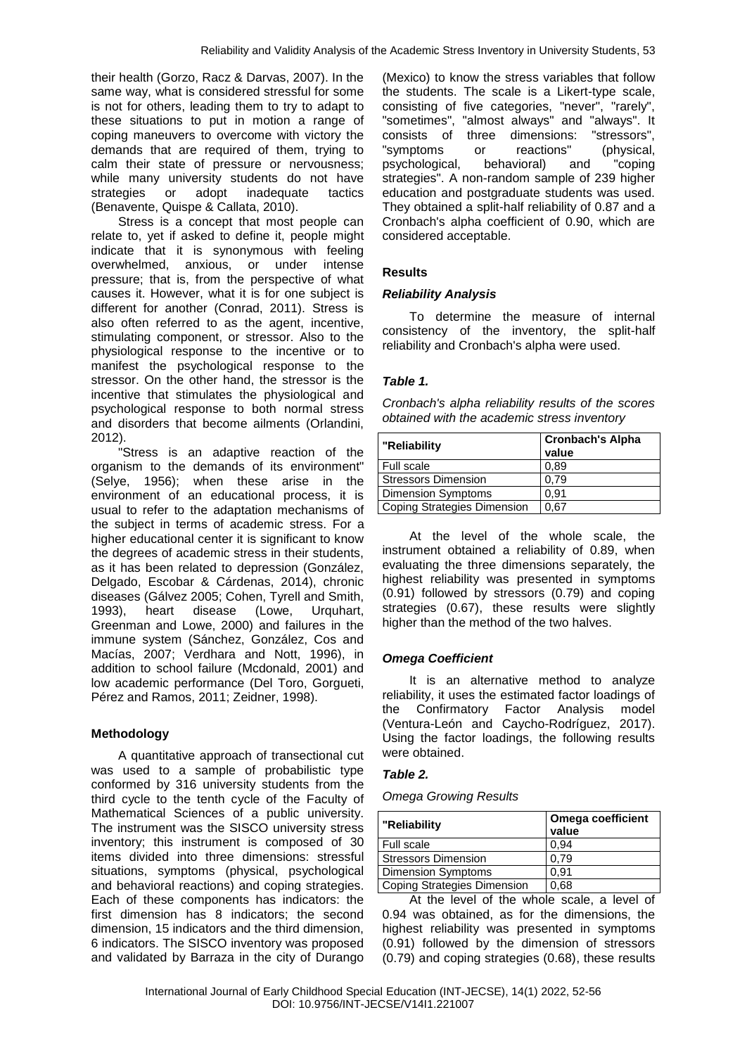their health (Gorzo, Racz & Darvas, 2007). In the same way, what is considered stressful for some is not for others, leading them to try to adapt to these situations to put in motion a range of coping maneuvers to overcome with victory the demands that are required of them, trying to calm their state of pressure or nervousness; while many university students do not have strategies or adopt inadequate tactics (Benavente, Quispe & Callata, 2010).

Stress is a concept that most people can relate to, yet if asked to define it, people might indicate that it is synonymous with feeling overwhelmed, anxious, or under intense pressure; that is, from the perspective of what causes it. However, what it is for one subject is different for another (Conrad, 2011). Stress is also often referred to as the agent, incentive, stimulating component, or stressor. Also to the physiological response to the incentive or to manifest the psychological response to the stressor. On the other hand, the stressor is the incentive that stimulates the physiological and psychological response to both normal stress and disorders that become ailments (Orlandini, 2012).

"Stress is an adaptive reaction of the organism to the demands of its environment" (Selye, 1956); when these arise in the environment of an educational process, it is usual to refer to the adaptation mechanisms of the subject in terms of academic stress. For a higher educational center it is significant to know the degrees of academic stress in their students, as it has been related to depression (González, Delgado, Escobar & Cárdenas, 2014), chronic diseases (Gálvez 2005; Cohen, Tyrell and Smith, 1993), heart disease (Lowe, Urquhart, Greenman and Lowe, 2000) and failures in the immune system (Sánchez, González, Cos and Macías, 2007; Verdhara and Nott, 1996), in addition to school failure (Mcdonald, 2001) and low academic performance (Del Toro, Gorgueti, Pérez and Ramos, 2011; Zeidner, 1998).

## Methodology

A quantitative approach of transectional cut was used to a sample of probabilistic type conformed by 316 university students from the third cycle to the tenth cycle of the Faculty of Mathematical Sciences of a public university. The instrument was the SISCO university stress inventory; this instrument is composed of 30 items divided into three dimensions: stressful situations, symptoms (physical, psychological and behavioral reactions) and coping strategies. Each of these components has indicators: the first dimension has 8 indicators; the second dimension, 15 indicators and the third dimension, 6 indicators. The SISCO inventory was proposed and validated by Barraza in the city of Durango (Mexico) to know the stress variables that follow the students. The scale is a Likert-type scale, consisting of five categories, "never", "rarely", "sometimes", "almost always" and "always". It consists of three dimensions: "stressors", "symptoms or reactions" (physical, psychological, behavioral) and "coping strategies". A non-random sample of 239 higher education and postgraduate students was used. They obtained a split-half reliability of 0.87 and a Cronbach's alpha coefficient of 0.90, which are considered acceptable.

## Results

### *Reliability Analysis*

To determine the measure of internal consistency of the inventory, the split-half reliability and Cronbach's alpha were used.

***Table 1.***

*Cronbach's alpha reliability results of the scores obtained with the academic stress inventory*

| "Reliability | Cronbach's Alpha value |
|---|---|
| Full scale | 0,89 |
| Stressors Dimension | 0,79 |
| Dimension Symptoms | 0,91 |
| Coping Strategies Dimension | 0,67 |

At the level of the whole scale, the instrument obtained a reliability of 0.89, when evaluating the three dimensions separately, the highest reliability was presented in symptoms (0.91) followed by stressors (0.79) and coping strategies (0.67), these results were slightly higher than the method of the two halves.

### *Omega Coefficient*

It is an alternative method to analyze reliability, it uses the estimated factor loadings of the Confirmatory Factor Analysis model (Ventura-León and Caycho-Rodríguez, 2017). Using the factor loadings, the following results were obtained.

***Table 2.***

*Omega Growing Results*

| "Reliability | Omega coefficient value |
|---|---|
| Full scale | 0,94 |
| Stressors Dimension | 0,79 |
| Dimension Symptoms | 0,91 |
| Coping Strategies Dimension | 0,68 |

At the level of the whole scale, a level of 0.94 was obtained, as for the dimensions, the highest reliability was presented in symptoms (0.91) followed by the dimension of stressors (0.79) and coping strategies (0.68), these results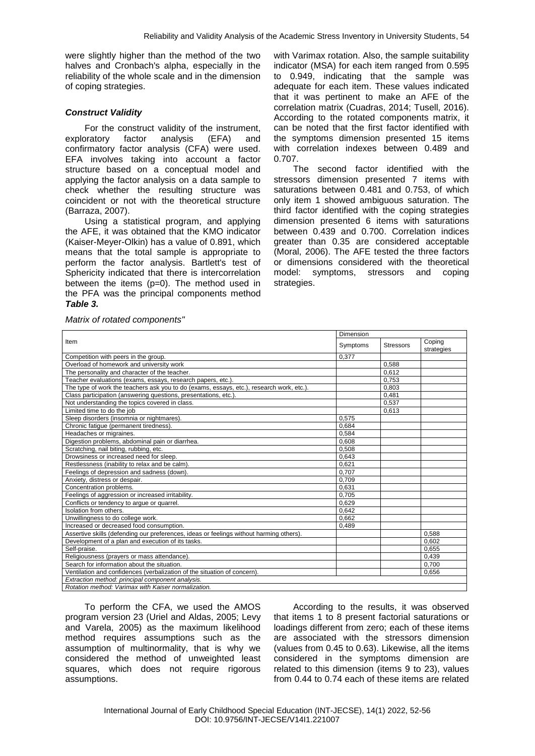were slightly higher than the method of the two halves and Cronbach's alpha, especially in the reliability of the whole scale and in the dimension of coping strategies.

### *Construct Validity*

For the construct validity of the instrument, exploratory factor analysis (EFA) and confirmatory factor analysis (CFA) were used. EFA involves taking into account a factor structure based on a conceptual model and applying the factor analysis on a data sample to check whether the resulting structure was coincident or not with the theoretical structure (Barraza, 2007).

Using a statistical program, and applying the AFE, it was obtained that the KMO indicator (Kaiser-Meyer-Olkin) has a value of 0.891, which means that the total sample is appropriate to perform the factor analysis. Bartlett's test of Sphericity indicated that there is intercorrelation between the items (p=0). The method used in the PFA was the principal components method with Varimax rotation. Also, the sample suitability indicator (MSA) for each item ranged from 0.595 to 0.949, indicating that the sample was adequate for each item. These values indicated that it was pertinent to make an AFE of the correlation matrix (Cuadras, 2014; Tusell, 2016). According to the rotated components matrix, it can be noted that the first factor identified with the symptoms dimension presented 15 items with correlation indexes between 0.489 and 0.707.

The second factor identified with the stressors dimension presented 7 items with saturations between 0.481 and 0.753, of which only item 1 showed ambiguous saturation. The third factor identified with the coping strategies dimension presented 6 items with saturations between 0.439 and 0.700. Correlation indices greater than 0.35 are considered acceptable (Moral, 2006). The AFE tested the three factors or dimensions considered with the theoretical model: symptoms, stressors and coping strategies.

***Table 3.***

*Matrix of rotated components"*

| Item | Dimension | | |
|---|---|---|---|
| | Symptoms | Stressors | Coping strategies |
| Competition with peers in the group. | 0,377 | | |
| Overload of homework and university work | | 0,588 | |
| The personality and character of the teacher. | | 0,612 | |
| Teacher evaluations (exams, essays, research papers, etc.). | | 0,753 | |
| The type of work the teachers ask you to do (exams, essays, etc.), research work, etc.). | | 0,803 | |
| Class participation (answering questions, presentations, etc.). | | 0,481 | |
| Not understanding the topics covered in class. | | 0,537 | |
| Limited time to do the job | | 0,613 | |
| Sleep disorders (insomnia or nightmares). | 0,575 | | |
| Chronic fatigue (permanent tiredness). | 0,684 | | |
| Headaches or migraines. | 0,584 | | |
| Digestion problems, abdominal pain or diarrhea. | 0,608 | | |
| Scratching, nail biting, rubbing, etc. | 0,508 | | |
| Drowsiness or increased need for sleep. | 0,643 | | |
| Restlessness (inability to relax and be calm). | 0,621 | | |
| Feelings of depression and sadness (down). | 0,707 | | |
| Anxiety, distress or despair. | 0,709 | | |
| Concentration problems. | 0,631 | | |
| Feelings of aggression or increased irritability. | 0,705 | | |
| Conflicts or tendency to argue or quarrel. | 0,629 | | |
| Isolation from others. | 0,642 | | |
| Unwillingness to do college work. | 0,662 | | |
| Increased or decreased food consumption. | 0,489 | | |
| Assertive skills (defending our preferences, ideas or feelings without harming others). | | | 0,588 |
| Development of a plan and execution of its tasks. | | | 0,602 |
| Self-praise. | | | 0,655 |
| Religiousness (prayers or mass attendance). | | | 0,439 |
| Search for information about the situation. | | | 0,700 |
| Ventilation and confidences (verbalization of the situation of concern). | | | 0,656 |
| *Extraction method: principal component analysis.* | | | |
| *Rotation method: Varimax with Kaiser normalization.* | | | |

To perform the CFA, we used the AMOS program version 23 (Uriel and Aldas, 2005; Levy and Varela, 2005) as the maximum likelihood method requires assumptions such as the assumption of multinormality, that is why we considered the method of unweighted least squares, which does not require rigorous assumptions.

According to the results, it was observed that items 1 to 8 present factorial saturations or loadings different from zero; each of these items are associated with the stressors dimension (values from 0.45 to 0.63). Likewise, all the items considered in the symptoms dimension are related to this dimension (items 9 to 23), values from 0.44 to 0.74 each of these items are related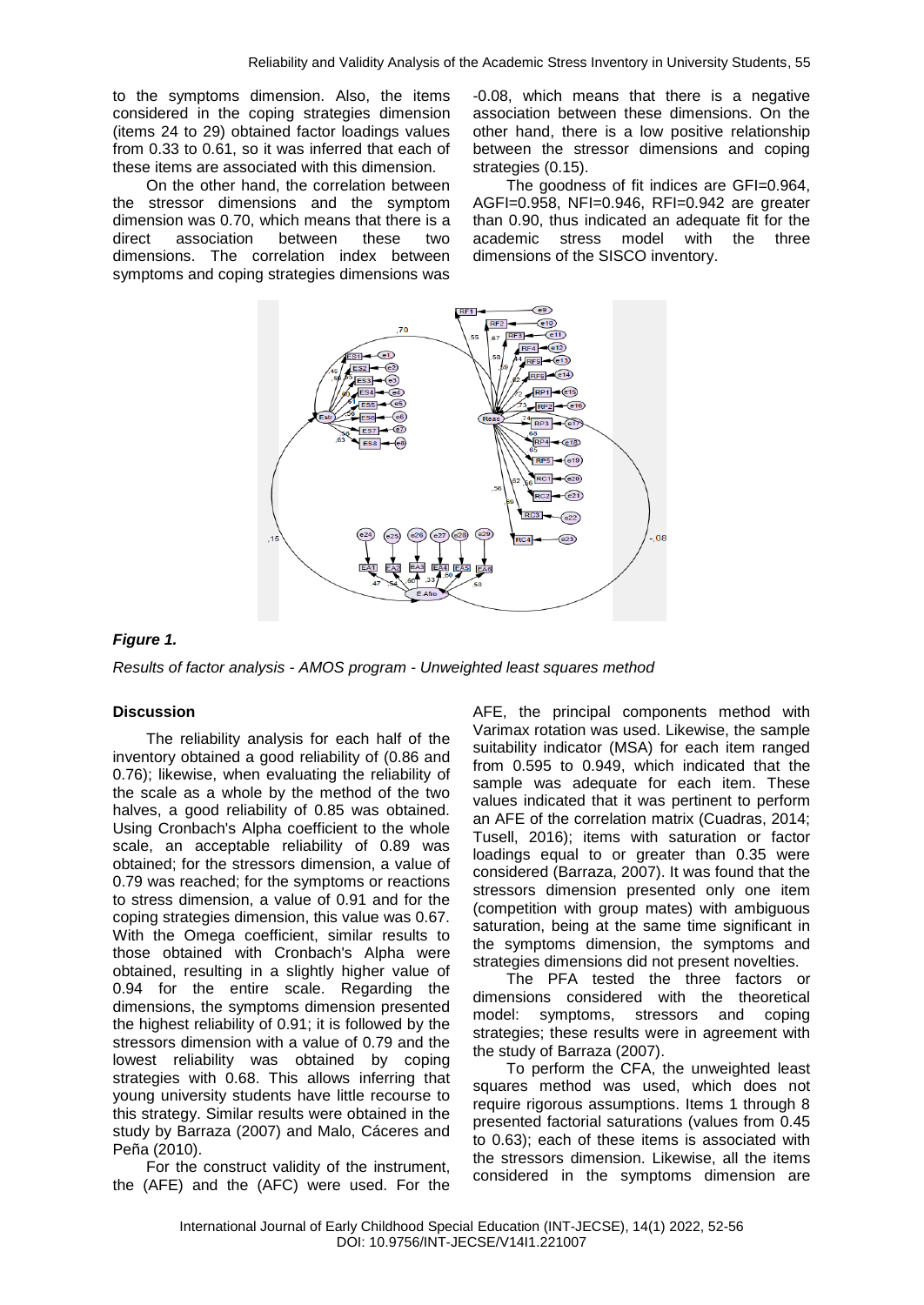to the symptoms dimension. Also, the items considered in the coping strategies dimension (items 24 to 29) obtained factor loadings values from 0.33 to 0.61, so it was inferred that each of these items are associated with this dimension.

On the other hand, the correlation between the stressor dimensions and the symptom dimension was 0.70, which means that there is a direct association between these two dimensions. The correlation index between symptoms and coping strategies dimensions was -0.08, which means that there is a negative association between these dimensions. On the other hand, there is a low positive relationship between the stressor dimensions and coping strategies (0.15).

The goodness of fit indices are GFI=0.964, AGFI=0.958, NFI=0.946, RFI=0.942 are greater than 0.90, thus indicated an adequate fit for the academic stress model with the three dimensions of the SISCO inventory.

***Figure 1.***

*Results of factor analysis - AMOS program - Unweighted least squares method*

**Discussion**

The reliability analysis for each half of the inventory obtained a good reliability of (0.86 and 0.76); likewise, when evaluating the reliability of the scale as a whole by the method of the two halves, a good reliability of 0.85 was obtained. Using Cronbach's Alpha coefficient to the whole scale, an acceptable reliability of 0.89 was obtained; for the stressors dimension, a value of 0.79 was reached; for the symptoms or reactions to stress dimension, a value of 0.91 and for the coping strategies dimension, this value was 0.67. With the Omega coefficient, similar results to those obtained with Cronbach's Alpha were obtained, resulting in a slightly higher value of 0.94 for the entire scale. Regarding the dimensions, the symptoms dimension presented the highest reliability of 0.91; it is followed by the stressors dimension with a value of 0.79 and the lowest reliability was obtained by coping strategies with 0.68. This allows inferring that young university students have little recourse to this strategy. Similar results were obtained in the study by Barraza (2007) and Malo, Cáceres and Peña (2010).

For the construct validity of the instrument, the (AFE) and the (AFC) were used. For the AFE, the principal components method with Varimax rotation was used. Likewise, the sample suitability indicator (MSA) for each item ranged from 0.595 to 0.949, which indicated that the sample was adequate for each item. These values indicated that it was pertinent to perform an AFE of the correlation matrix (Cuadras, 2014; Tusell, 2016); items with saturation or factor loadings equal to or greater than 0.35 were considered (Barraza, 2007). It was found that the stressors dimension presented only one item (competition with group mates) with ambiguous saturation, being at the same time significant in the symptoms dimension, the symptoms and strategies dimensions did not present novelties.

The PFA tested the three factors or dimensions considered with the theoretical model: symptoms, stressors and coping strategies; these results were in agreement with the study of Barraza (2007).

To perform the CFA, the unweighted least squares method was used, which does not require rigorous assumptions. Items 1 through 8 presented factorial saturations (values from 0.45 to 0.63); each of these items is associated with the stressors dimension. Likewise, all the items considered in the symptoms dimension are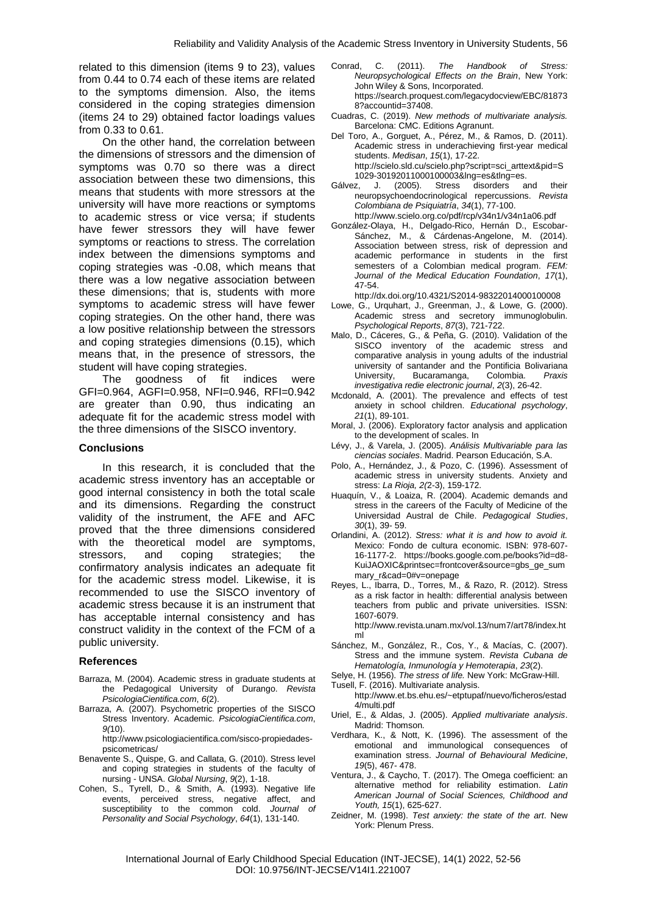related to this dimension (items 9 to 23), values from 0.44 to 0.74 each of these items are related to the symptoms dimension. Also, the items considered in the coping strategies dimension (items 24 to 29) obtained factor loadings values from 0.33 to 0.61.

On the other hand, the correlation between the dimensions of stressors and the dimension of symptoms was 0.70 so there was a direct association between these two dimensions, this means that students with more stressors at the university will have more reactions or symptoms to academic stress or vice versa; if students have fewer stressors they will have fewer symptoms or reactions to stress. The correlation index between the dimensions symptoms and coping strategies was -0.08, which means that there was a low negative association between these dimensions; that is, students with more symptoms to academic stress will have fewer coping strategies. On the other hand, there was a low positive relationship between the stressors and coping strategies dimensions (0.15), which means that, in the presence of stressors, the student will have coping strategies.

The goodness of fit indices were GFI=0.964, AGFI=0.958, NFI=0.946, RFI=0.942 are greater than 0.90, thus indicating an adequate fit for the academic stress model with the three dimensions of the SISCO inventory.

### Conclusions

In this research, it is concluded that the academic stress inventory has an acceptable or good internal consistency in both the total scale and its dimensions. Regarding the construct validity of the instrument, the AFE and AFC proved that the three dimensions considered with the theoretical model are symptoms, stressors, and coping strategies; the confirmatory analysis indicates an adequate fit for the academic stress model. Likewise, it is recommended to use the SISCO inventory of academic stress because it is an instrument that has acceptable internal consistency and has construct validity in the context of the FCM of a public university.

### References

Barraza, M. (2004). Academic stress in graduate students at the Pedagogical University of Durango. *Revista PsicologiaCientifica.com*, *6*(2).

Barraza, A. (2007). Psychometric properties of the SISCO Stress Inventory. Academic. *PsicologiaCientifica.com*, *9(*10). http://www.psicologiacientifica.com/sisco-propiedades-psicometricas/

Benavente S., Quispe, G. and Callata, G. (2010). Stress level and coping strategies in students of the faculty of nursing - UNSA. *Global Nursing*, *9*(2), 1-18.

Cohen, S., Tyrell, D., & Smith, A. (1993). Negative life events, perceived stress, negative affect, and susceptibility to the common cold. *Journal of Personality and Social Psychology*, *64*(1), 131-140.

Conrad, C. (2011). *The Handbook of Stress: Neuropsychological Effects on the Brain*, New York: John Wiley & Sons, Incorporated. https://search.proquest.com/legacydocview/EBC/818738?accountid=37408.

Cuadras, C. (2019). *New methods of multivariate analysis.* Barcelona: CMC. Editions Agranunt.

Del Toro, A., Gorguet, A., Pérez, M., & Ramos, D. (2011). Academic stress in underachieving first-year medical students. *Medisan*, *15*(1), 17-22. http://scielo.sld.cu/scielo.php?script=sci_arttext&pid=S1029-30192011000100003&lng=es&tlng=es.

Gálvez, J. (2005). Stress disorders and their neuropsychoendocrinological repercussions. *Revista Colombiana de Psiquiatría*, *34*(1), 77-100. http://www.scielo.org.co/pdf/rcp/v34n1/v34n1a06.pdf

González-Olaya, H., Delgado-Rico, Hernán D., Escobar-Sánchez, M., & Cárdenas-Angelone, M. (2014). Association between stress, risk of depression and academic performance in students in the first semesters of a Colombian medical program. *FEM: Journal of the Medical Education Foundation*, *17*(1), 47-54. http://dx.doi.org/10.4321/S2014-98322014000100008

Lowe, G., Urquhart, J., Greenman, J., & Lowe, G. (2000). Academic stress and secretory immunoglobulin. *Psychological Reports*, *87*(3), 721-722.

Malo, D., Cáceres, G., & Peña, G. (2010). Validation of the SISCO inventory of the academic stress and comparative analysis in young adults of the industrial university of santander and the Pontificia Bolivariana University, Bucaramanga, Colombia. *Praxis investigativa redie electronic journal*, *2*(3), 26-42.

Mcdonald, A. (2001). The prevalence and effects of test anxiety in school children. *Educational psychology*, *21*(1), 89-101.

Moral, J. (2006). Exploratory factor analysis and application to the development of scales. In

Lévy, J., & Varela, J. (2005). *Análisis Multivariable para las ciencias sociales*. Madrid. Pearson Educación, S.A.

Polo, A., Hernández, J., & Pozo, C. (1996). Assessment of academic stress in university students. Anxiety and stress: *La Rioja, 2(*2-3), 159-172.

Huaquín, V., & Loaiza, R. (2004). Academic demands and stress in the careers of the Faculty of Medicine of the Universidad Austral de Chile. *Pedagogical Studies*, *30*(1), 39- 59.

Orlandini, A. (2012). *Stress: what it is and how to avoid it.* Mexico: Fondo de cultura economic. ISBN: 978-607-16-1177-2. https://books.google.com.pe/books?id=d8-KuiJAOXIC&printsec=frontcover&source=gbs_ge_summary_r&cad=0#v=onepage

Reyes, L., Ibarra, D., Torres, M., & Razo, R. (2012). Stress as a risk factor in health: differential analysis between teachers from public and private universities. ISSN: 1607-6079. http://www.revista.unam.mx/vol.13/num7/art78/index.html

Sánchez, M., González, R., Cos, Y., & Macías, C. (2007). Stress and the immune system. *Revista Cubana de Hematología, Inmunología y Hemoterapia*, *23*(2).

Selye, H. (1956). *The stress of life.* New York: McGraw-Hill.

Tusell, F. (2016). Multivariate analysis. http://www.et.bs.ehu.es/~etptupaf/nuevo/ficheros/estad4/multi.pdf

Uriel, E., & Aldas, J. (2005). *Applied multivariate analysis*. Madrid: Thomson.

Verdhara, K., & Nott, K. (1996). The assessment of the emotional and immunological consequences of examination stress. *Journal of Behavioural Medicine*, *19*(5), 467- 478.

Ventura, J., & Caycho, T. (2017). The Omega coefficient: an alternative method for reliability estimation. *Latin American Journal of Social Sciences, Childhood and Youth, 15*(1), 625-627.

Zeidner, M. (1998). *Test anxiety: the state of the art*. New York: Plenum Press.